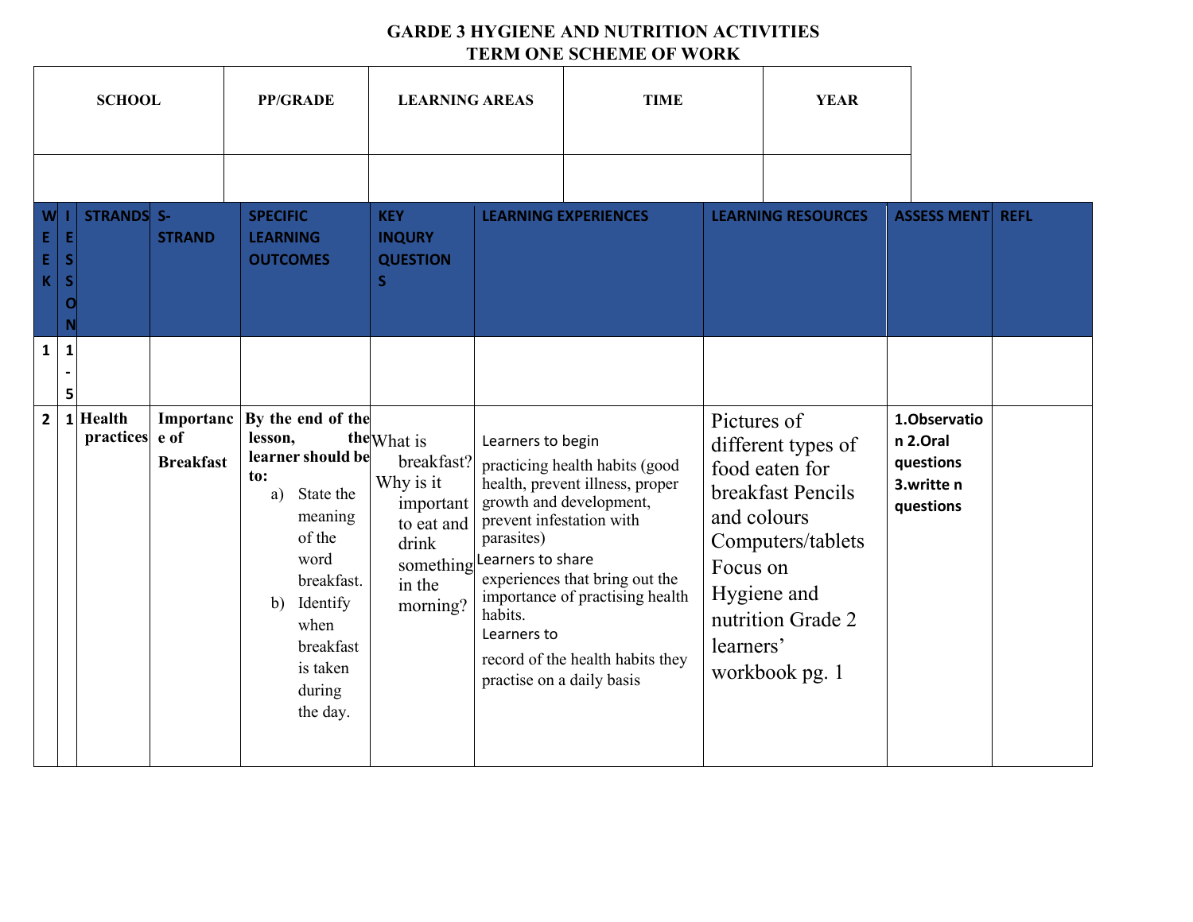# GARDE 3 HYGIENE AND NUTRITION ACTIVITIES
## TERM ONE SCHEME OF WORK

| SCHOOL | PP/GRADE | LEARNING AREAS | TIME | YEAR |
|---|---|---|---|---|
| | | | | |

| WEEK | LESSON | STRANDS | S-STRAND | SPECIFIC LEARNING OUTCOMES | KEY INQURY QUESTIONS | LEARNING EXPERIENCES | LEARNING RESOURCES | ASSESS MENT | REFL |
|---|---|---|---|---|---|---|---|---|---|
| 1 | 1-5 | | | | | | | | |
| 2 | 1 | **Health practices** | **Importance of Breakfast** | **By the end of the lesson, the learner should be to:** a) State the meaning of the word breakfast. b) Identify when breakfast is taken during the day. | What is breakfast? Why is it important to eat and drink something in the morning? | Learners to begin practicing health habits (good health, prevent illness, proper growth and development, prevent infestation with parasites) Learners to share experiences that bring out the importance of practising health habits. Learners to record of the health habits they practise on a daily basis | Pictures of different types of food eaten for breakfast Pencils and colours Computers/tablets Focus on Hygiene and nutrition Grade 2 learners' workbook pg. 1 | **1.Observation 2.Oral questions 3.written questions** | |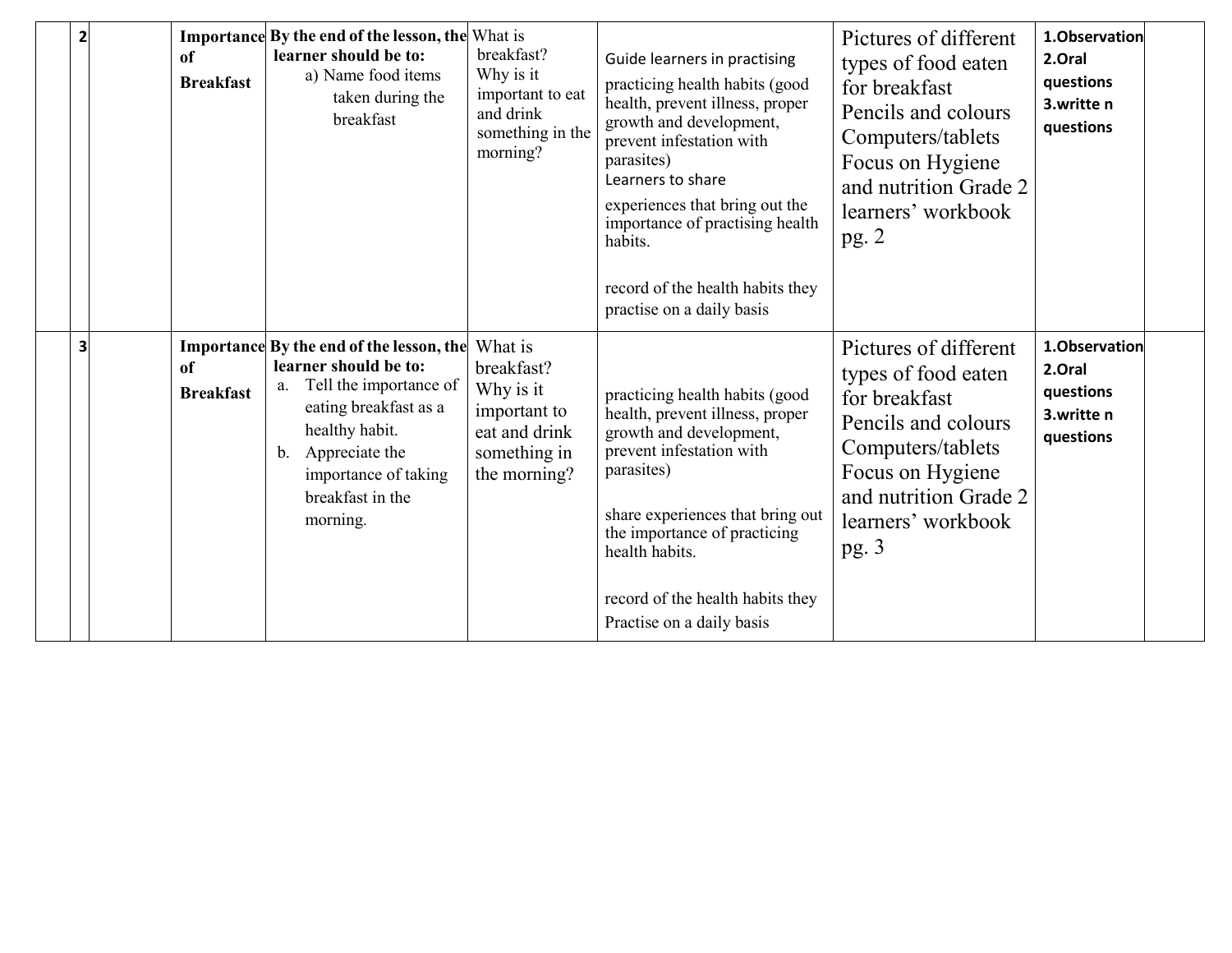|  | 2 |  | Importance of Breakfast | **By the end of the lesson, the learner should be to:**<br>a) Name food items taken during the breakfast | What is breakfast?<br>Why is it important to eat and drink something in the morning? | Guide learners in practising<br>practicing health habits (good health, prevent illness, proper growth and development, prevent infestation with parasites)<br>Learners to share<br>experiences that bring out the importance of practising health habits.<br><br>record of the health habits they practise on a daily basis | Pictures of different types of food eaten for breakfast<br>Pencils and colours<br>Computers/tablets<br>Focus on Hygiene and nutrition Grade 2 learners' workbook pg. 2 | **1.Observation**<br>**2.Oral questions**<br>**3.writte n questions** |  |
|---|---|---|---|---|---|---|---|---|---|
|  | 3 |  | Importance of Breakfast | **By the end of the lesson, the learner should be to:**<br>a. Tell the importance of eating breakfast as a healthy habit.<br>b. Appreciate the importance of taking breakfast in the morning. | What is breakfast?<br>Why is it important to eat and drink something in the morning? | practicing health habits (good health, prevent illness, proper growth and development, prevent infestation with parasites)<br><br>share experiences that bring out the importance of practicing health habits.<br><br>record of the health habits they Practise on a daily basis | Pictures of different types of food eaten for breakfast<br>Pencils and colours<br>Computers/tablets<br>Focus on Hygiene and nutrition Grade 2 learners' workbook pg. 3 | **1.Observation**<br>**2.Oral questions**<br>**3.writte n questions** |  |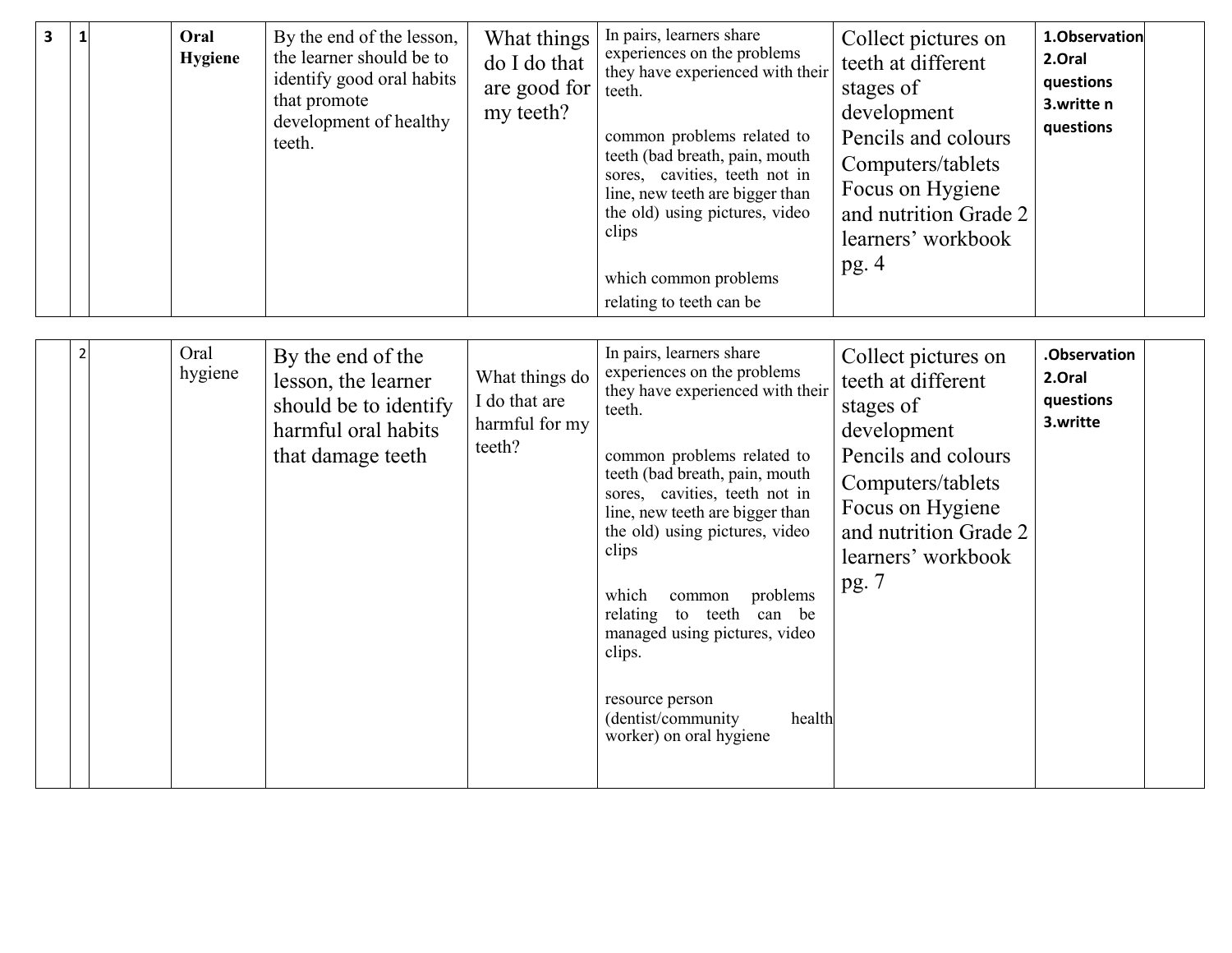| 3 | 1 | | **Oral Hygiene** | By the end of the lesson, the learner should be to identify good oral habits that promote development of healthy teeth. | What things do I do that are good for my teeth? | In pairs, learners share experiences on the problems they have experienced with their teeth.<br><br>common problems related to teeth (bad breath, pain, mouth sores, cavities, teeth not in line, new teeth are bigger than the old) using pictures, video clips<br><br>which common problems relating to teeth can be | Collect pictures on teeth at different stages of development<br>Pencils and colours<br>Computers/tablets<br>Focus on Hygiene and nutrition Grade 2 learners' workbook pg. 4 | **1.Observation**<br>**2.Oral questions**<br>**3.writte n questions** | |
|---|---|---|---|---|---|---|---|---|---|
| | 2 | | Oral hygiene | By the end of the lesson, the learner should be to identify harmful oral habits that damage teeth | What things do I do that are harmful for my teeth? | In pairs, learners share experiences on the problems they have experienced with their teeth.<br><br>common problems related to teeth (bad breath, pain, mouth sores, cavities, teeth not in line, new teeth are bigger than the old) using pictures, video clips<br><br>which common problems relating to teeth can be managed using pictures, video clips.<br><br>resource person (dentist/community health worker) on oral hygiene | Collect pictures on teeth at different stages of development<br>Pencils and colours<br>Computers/tablets<br>Focus on Hygiene and nutrition Grade 2 learners' workbook pg. 7 | **.Observation**<br>**2.Oral questions**<br>**3.writte** | |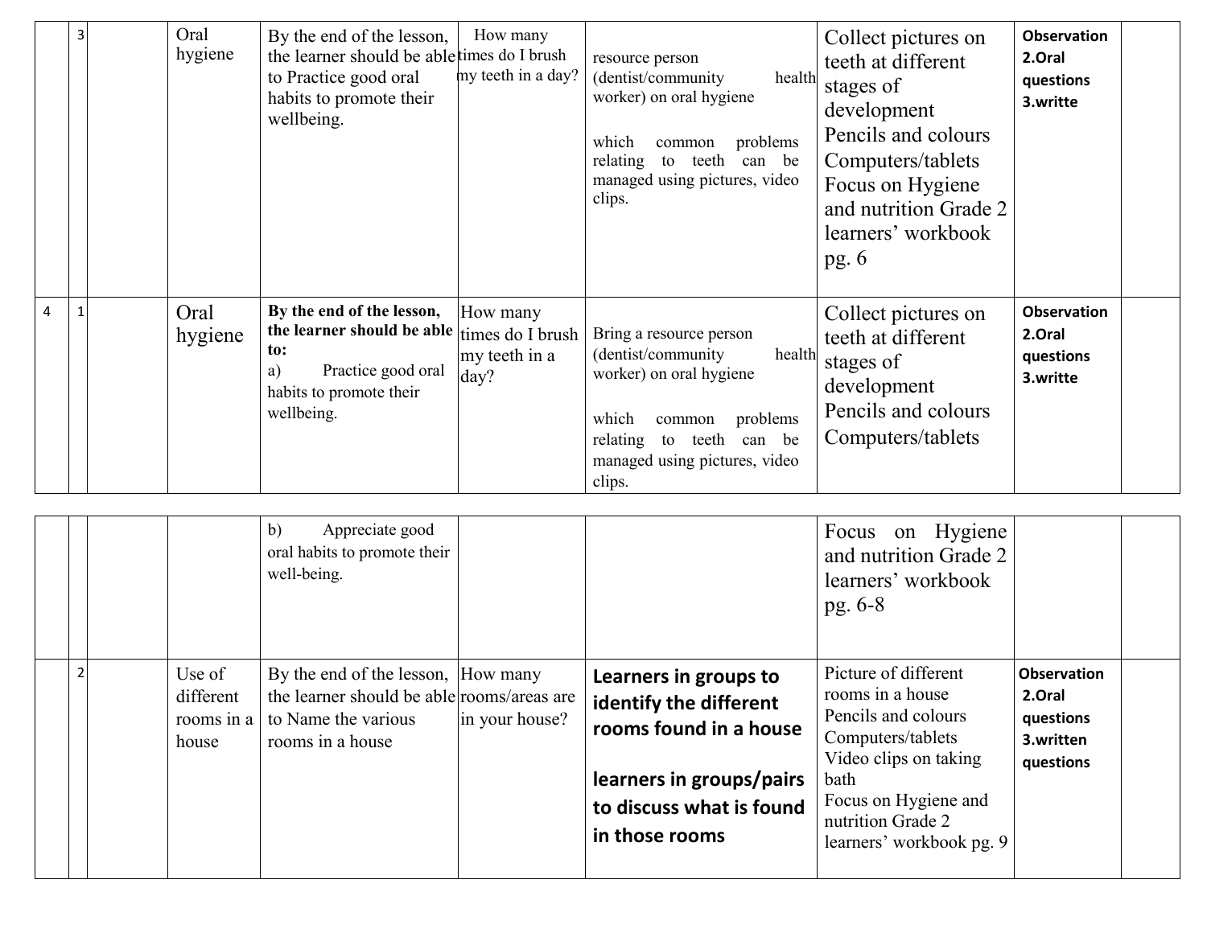| | 3 | | Oral hygiene | By the end of the lesson, the learner should be able to Practice good oral habits to promote their wellbeing. | How many times do I brush my teeth in a day? | resource person (dentist/community health worker) on oral hygiene<br><br>which common problems relating to teeth can be managed using pictures, video clips. | Collect pictures on teeth at different stages of development<br>Pencils and colours<br>Computers/tablets<br>Focus on Hygiene and nutrition Grade 2 learners' workbook pg. 6 | **Observation**<br>**2.Oral questions**<br>**3.writte** | |
|---|---|---|---|---|---|---|---|---|---|
| 4 | 1 | | Oral hygiene | **By the end of the lesson, the learner should be able to:**<br>a) Practice good oral habits to promote their wellbeing.<br>b) Appreciate good oral habits to promote their well-being. | How many times do I brush my teeth in a day? | Bring a resource person (dentist/community health worker) on oral hygiene<br><br>which common problems relating to teeth can be managed using pictures, video clips. | Collect pictures on teeth at different stages of development<br>Pencils and colours<br>Computers/tablets<br>Focus on Hygiene and nutrition Grade 2 learners' workbook pg. 6-8 | **Observation**<br>**2.Oral questions**<br>**3.writte** | |
| | 2 | | Use of different rooms in a house | By the end of the lesson, the learner should be able to Name the various rooms in a house | How many rooms/areas are in your house? | **Learners in groups to identify the different rooms found in a house**<br><br>**learners in groups/pairs to discuss what is found in those rooms** | Picture of different rooms in a house<br>Pencils and colours<br>Computers/tablets<br>Video clips on taking bath<br>Focus on Hygiene and nutrition Grade 2 learners' workbook pg. 9 | **Observation**<br>**2.Oral questions**<br>**3.written questions** | |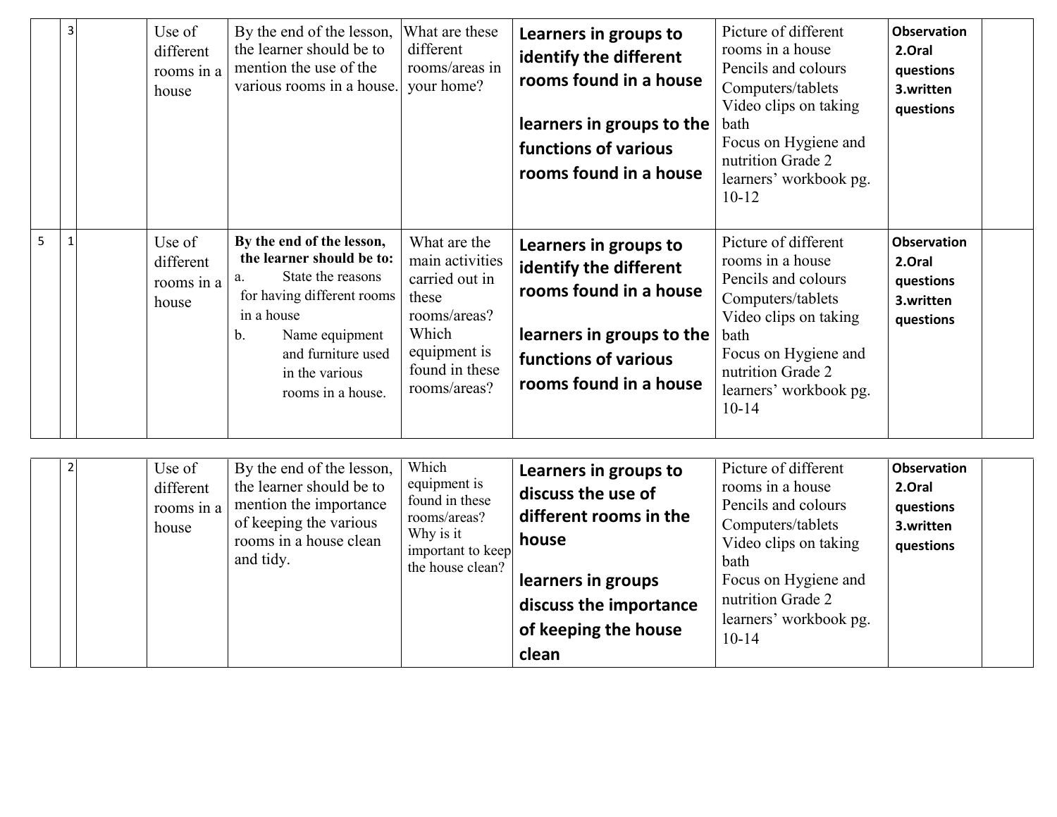| | 3 | | Use of different rooms in a house | By the end of the lesson, the learner should be to mention the use of the various rooms in a house. | What are these different rooms/areas in your home? | **Learners in groups to identify the different rooms found in a house**<br><br>**learners in groups to the functions of various rooms found in a house** | Picture of different rooms in a house<br>Pencils and colours<br>Computers/tablets<br>Video clips on taking bath<br>Focus on Hygiene and nutrition Grade 2 learners' workbook pg. 10-12 | **Observation**<br>**2.Oral questions**<br>**3.written questions** | |
|---|---|---|---|---|---|---|---|---|---|
| 5 | 1 | | Use of different rooms in a house | **By the end of the lesson, the learner should be to:**<br>a. State the reasons for having different rooms in a house<br>b. Name equipment and furniture used in the various rooms in a house. | What are the main activities carried out in these rooms/areas? Which equipment is found in these rooms/areas? | **Learners in groups to identify the different rooms found in a house**<br><br>**learners in groups to the functions of various rooms found in a house** | Picture of different rooms in a house<br>Pencils and colours<br>Computers/tablets<br>Video clips on taking bath<br>Focus on Hygiene and nutrition Grade 2 learners' workbook pg. 10-14 | **Observation**<br>**2.Oral questions**<br>**3.written questions** | |
| | 2 | | Use of different rooms in a house | By the end of the lesson, the learner should be to mention the importance of keeping the various rooms in a house clean and tidy. | Which equipment is found in these rooms/areas? Why is it important to keep the house clean? | **Learners in groups to discuss the use of different rooms in the house**<br><br>**learners in groups discuss the importance of keeping the house clean** | Picture of different rooms in a house<br>Pencils and colours<br>Computers/tablets<br>Video clips on taking bath<br>Focus on Hygiene and nutrition Grade 2 learners' workbook pg. 10-14 | **Observation**<br>**2.Oral questions**<br>**3.written questions** | |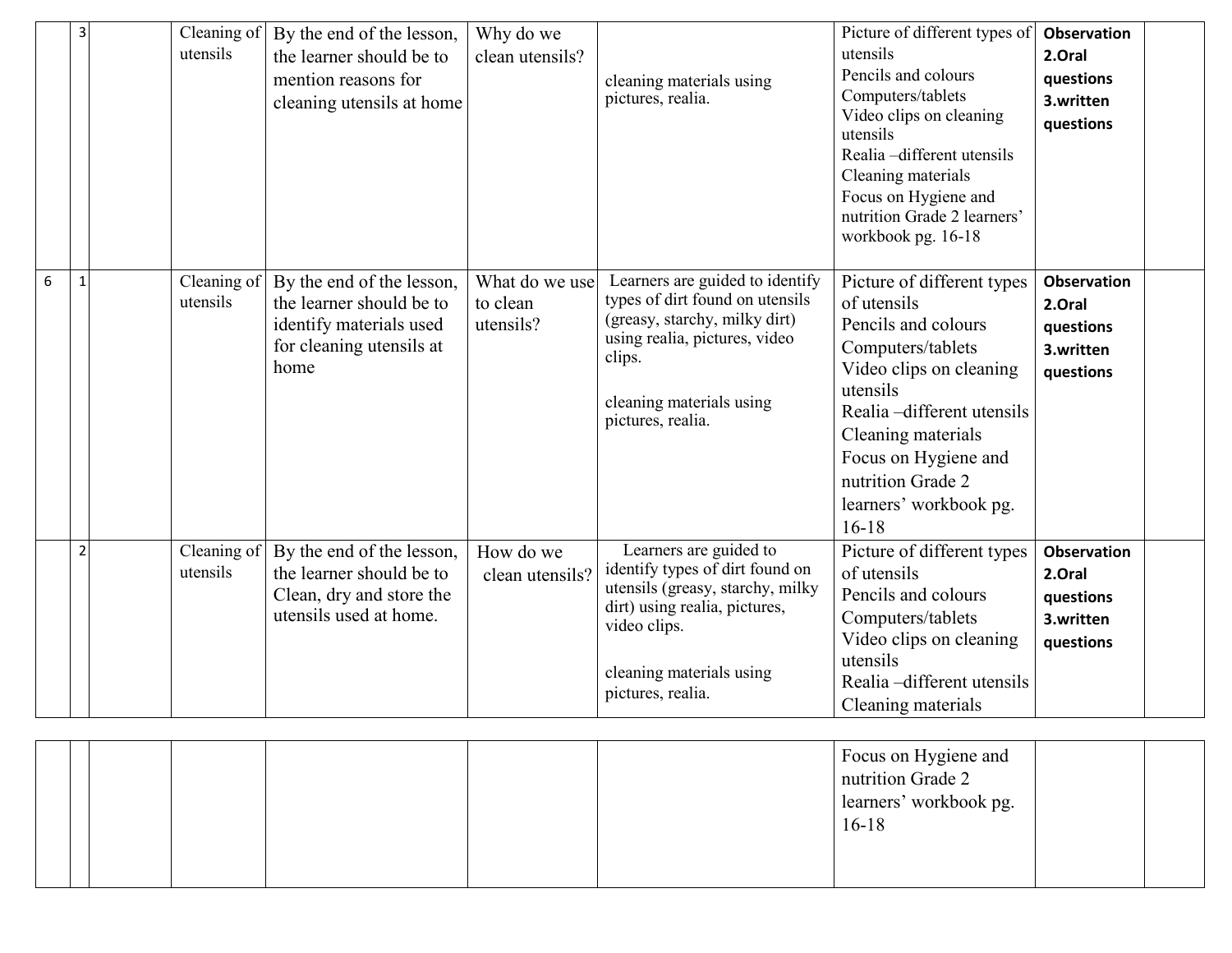|  |  |  |  |  |  |  |  |  |  |
|---|---|---|---|---|---|---|---|---|---|
|  | 3 |  | Cleaning of utensils | By the end of the lesson, the learner should be to mention reasons for cleaning utensils at home | Why do we clean utensils? | cleaning materials using pictures, realia. | Picture of different types of utensils<br>Pencils and colours<br>Computers/tablets<br>Video clips on cleaning utensils<br>Realia –different utensils<br>Cleaning materials<br>Focus on Hygiene and nutrition Grade 2 learners' workbook pg. 16-18 | **Observation**<br>**2.Oral questions**<br>**3.written questions** |  |
| 6 | 1 |  | Cleaning of utensils | By the end of the lesson, the learner should be to identify materials used for cleaning utensils at home | What do we use to clean utensils? | Learners are guided to identify types of dirt found on utensils (greasy, starchy, milky dirt) using realia, pictures, video clips.<br><br>cleaning materials using pictures, realia. | Picture of different types of utensils<br>Pencils and colours<br>Computers/tablets<br>Video clips on cleaning utensils<br>Realia –different utensils<br>Cleaning materials<br>Focus on Hygiene and nutrition Grade 2 learners' workbook pg. 16-18 | **Observation**<br>**2.Oral questions**<br>**3.written questions** |  |
|  | 2 |  | Cleaning of utensils | By the end of the lesson, the learner should be to Clean, dry and store the utensils used at home. | How do we clean utensils? | Learners are guided to identify types of dirt found on utensils (greasy, starchy, milky dirt) using realia, pictures, video clips.<br><br>cleaning materials using pictures, realia. | Picture of different types of utensils<br>Pencils and colours<br>Computers/tablets<br>Video clips on cleaning utensils<br>Realia –different utensils<br>Cleaning materials<br>Focus on Hygiene and nutrition Grade 2 learners' workbook pg. 16-18 | **Observation**<br>**2.Oral questions**<br>**3.written questions** |  |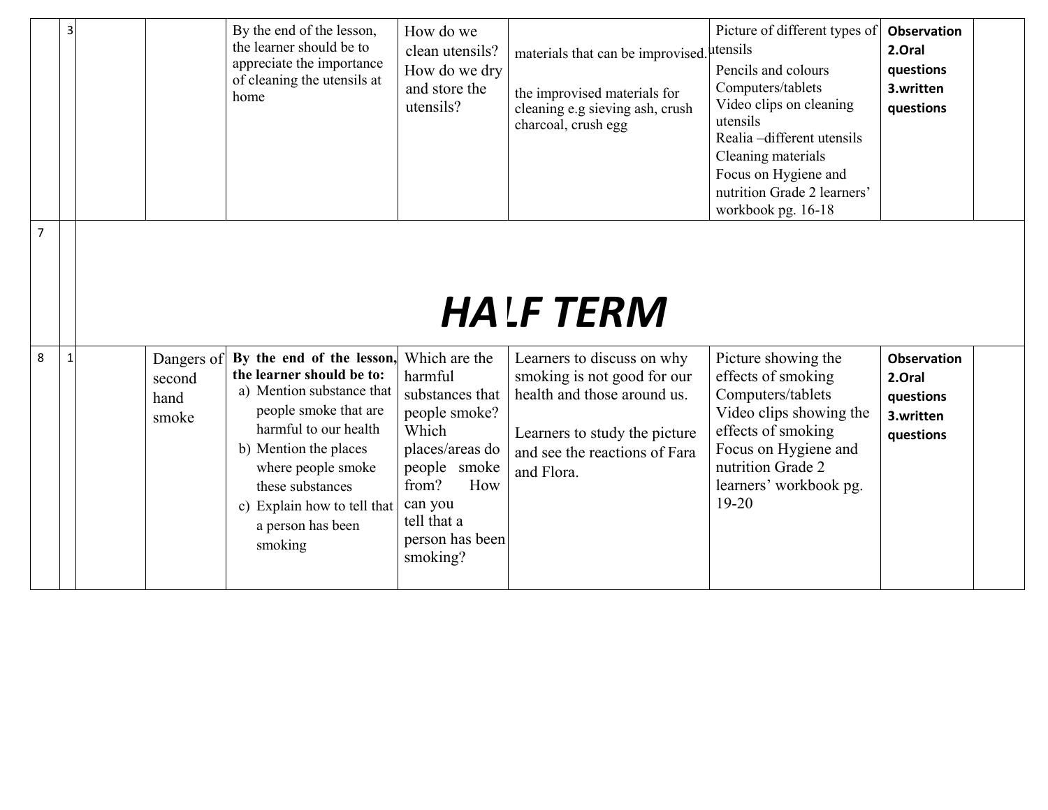|  | 3 |  |  | By the end of the lesson, the learner should be to appreciate the importance of cleaning the utensils at home | How do we clean utensils? How do we dry and store the utensils? | materials that can be improvised.<br><br>the improvised materials for cleaning e.g sieving ash, crush charcoal, crush egg | Picture of different types of utensils<br>Pencils and colours<br>Computers/tablets<br>Video clips on cleaning utensils<br>Realia –different utensils<br>Cleaning materials<br>Focus on Hygiene and nutrition Grade 2 learners' workbook pg. 16-18 | **Observation**<br>**2.Oral questions**<br>**3.written questions** |  |
|---|---|---|---|---|---|---|---|---|---|
| 7 |  | ***HALF TERM*** |  |  |  |  |  |  |  |
| 8 | 1 |  | Dangers of second hand smoke | **By the end of the lesson, the learner should be to:**<br>a) Mention substance that people smoke that are harmful to our health<br>b) Mention the places where people smoke these substances<br>c) Explain how to tell that a person has been smoking | Which are the harmful substances that people smoke? Which places/areas do people smoke from? How can you tell that a person has been smoking? | Learners to discuss on why smoking is not good for our health and those around us.<br><br>Learners to study the picture and see the reactions of Fara and Flora. | Picture showing the effects of smoking<br>Computers/tablets<br>Video clips showing the effects of smoking<br>Focus on Hygiene and nutrition Grade 2 learners' workbook pg. 19-20 | **Observation**<br>**2.Oral questions**<br>**3.written questions** |  |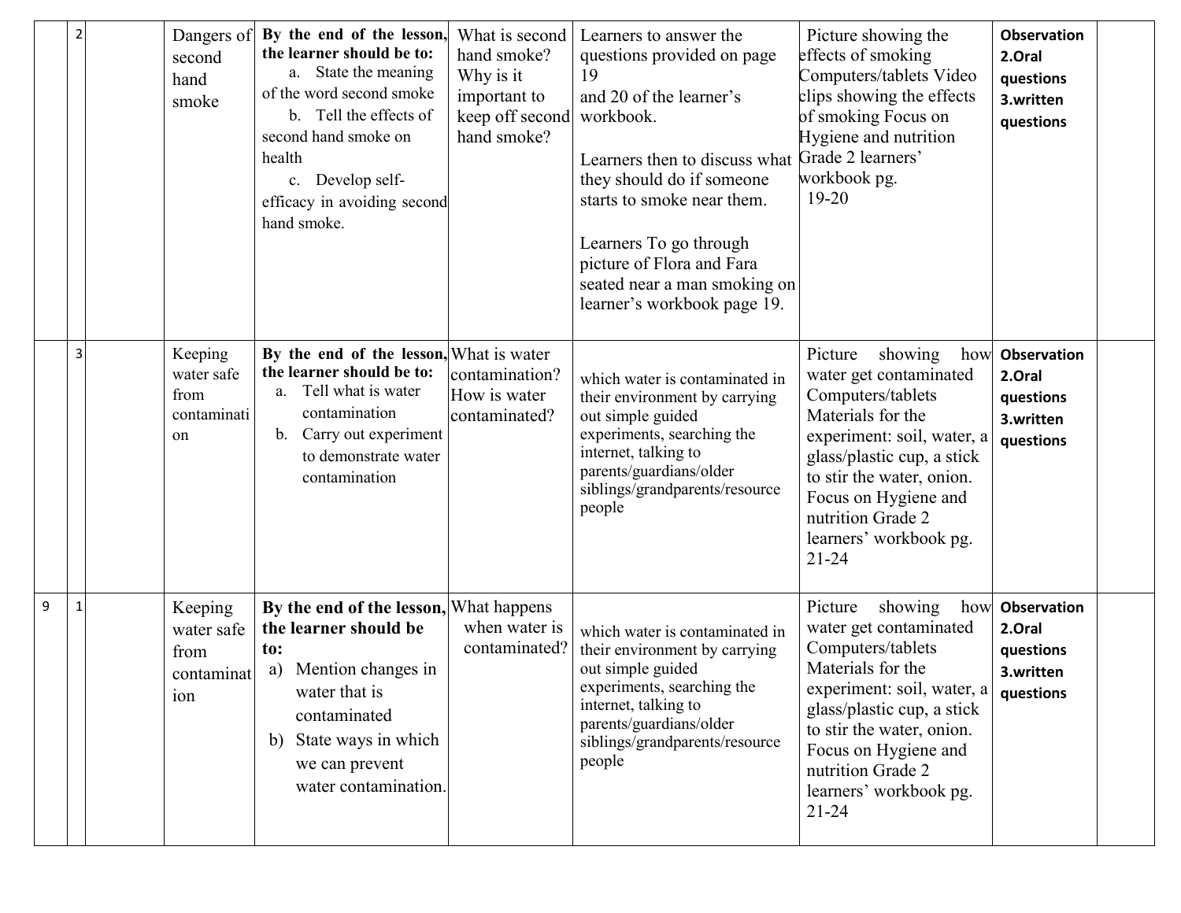|  |  |  |  |  |  |  |  |  |  |
|---|---|---|---|---|---|---|---|---|---|
|  | 2 |  | Dangers of second hand smoke | **By the end of the lesson, the learner should be to:**<br>a. State the meaning of the word second smoke<br>b. Tell the effects of second hand smoke on health<br>c. Develop self-efficacy in avoiding second hand smoke. | What is second hand smoke? Why is it important to keep off second hand smoke? | Learners to answer the questions provided on page 19 and 20 of the learner's workbook.<br><br>Learners then to discuss what they should do if someone starts to smoke near them.<br><br>Learners To go through picture of Flora and Fara seated near a man smoking on learner's workbook page 19. | Picture showing the effects of smoking Computers/tablets Video clips showing the effects of smoking Focus on Hygiene and nutrition Grade 2 learners' workbook pg. 19-20 | **Observation 2.Oral questions 3.written questions** |  |
|  | 3 |  | Keeping water safe from contamination | **By the end of the lesson, the learner should be to:**<br>a. Tell what is water contamination<br>b. Carry out experiment to demonstrate water contamination | What is water contamination? How is water contaminated? | which water is contaminated in their environment by carrying out simple guided experiments, searching the internet, talking to parents/guardians/older siblings/grandparents/resource people | Picture showing how water get contaminated Computers/tablets Materials for the experiment: soil, water, a glass/plastic cup, a stick to stir the water, onion. Focus on Hygiene and nutrition Grade 2 learners' workbook pg. 21-24 | **Observation 2.Oral questions 3.written questions** |  |
| 9 | 1 |  | Keeping water safe from contamination | **By the end of the lesson, the learner should be to:**<br>a) Mention changes in water that is contaminated<br>b) State ways in which we can prevent water contamination. | What happens when water is contaminated? | which water is contaminated in their environment by carrying out simple guided experiments, searching the internet, talking to parents/guardians/older siblings/grandparents/resource people | Picture showing how water get contaminated Computers/tablets Materials for the experiment: soil, water, a glass/plastic cup, a stick to stir the water, onion. Focus on Hygiene and nutrition Grade 2 learners' workbook pg. 21-24 | **Observation 2.Oral questions 3.written questions** |  |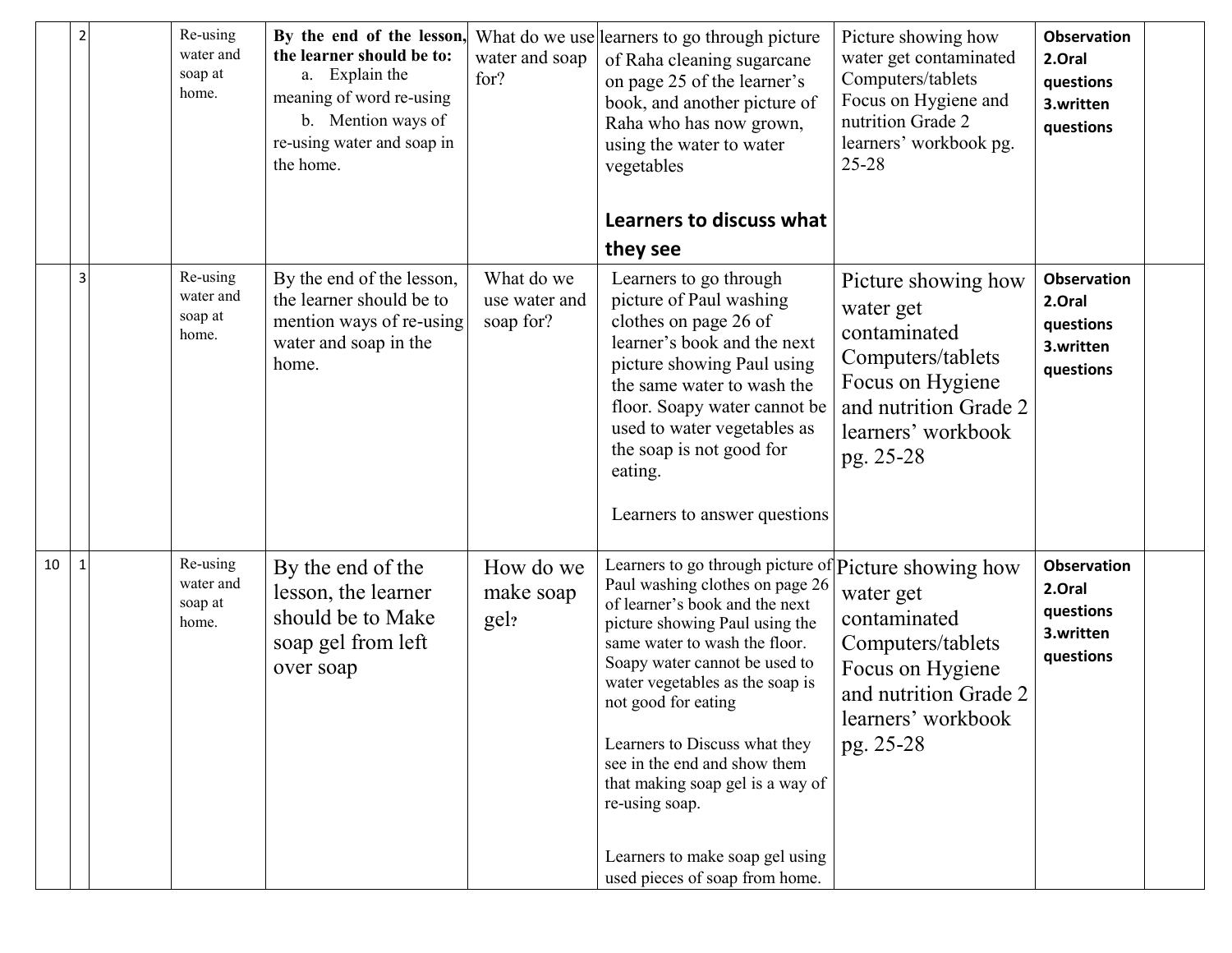| | 2 | | Re-using water and soap at home. | **By the end of the lesson, the learner should be to:** a. Explain the meaning of word re-using b. Mention ways of re-using water and soap in the home. | What do we use water and soap for? | learners to go through picture of Raha cleaning sugarcane on page 25 of the learner's book, and another picture of Raha who has now grown, using the water to water vegetables **Learners to discuss what they see** | Picture showing how water get contaminated Computers/tablets Focus on Hygiene and nutrition Grade 2 learners' workbook pg. 25-28 | **Observation 2.Oral questions 3.written questions** | |
|---|---|---|---|---|---|---|---|---|---|
| | 3 | | Re-using water and soap at home. | By the end of the lesson, the learner should be to mention ways of re-using water and soap in the home. | What do we use water and soap for? | Learners to go through picture of Paul washing clothes on page 26 of learner's book and the next picture showing Paul using the same water to wash the floor. Soapy water cannot be used to water vegetables as the soap is not good for eating. Learners to answer questions | Picture showing how water get contaminated Computers/tablets Focus on Hygiene and nutrition Grade 2 learners' workbook pg. 25-28 | **Observation 2.Oral questions 3.written questions** | |
| 10 | 1 | | Re-using water and soap at home. | By the end of the lesson, the learner should be to Make soap gel from left over soap | How do we make soap gel? | Learners to go through picture of Paul washing clothes on page 26 of learner's book and the next picture showing Paul using the same water to wash the floor. Soapy water cannot be used to water vegetables as the soap is not good for eating Learners to Discuss what they see in the end and show them that making soap gel is a way of re-using soap. Learners to make soap gel using used pieces of soap from home. | Picture showing how water get contaminated Computers/tablets Focus on Hygiene and nutrition Grade 2 learners' workbook pg. 25-28 | **Observation 2.Oral questions 3.written questions** | |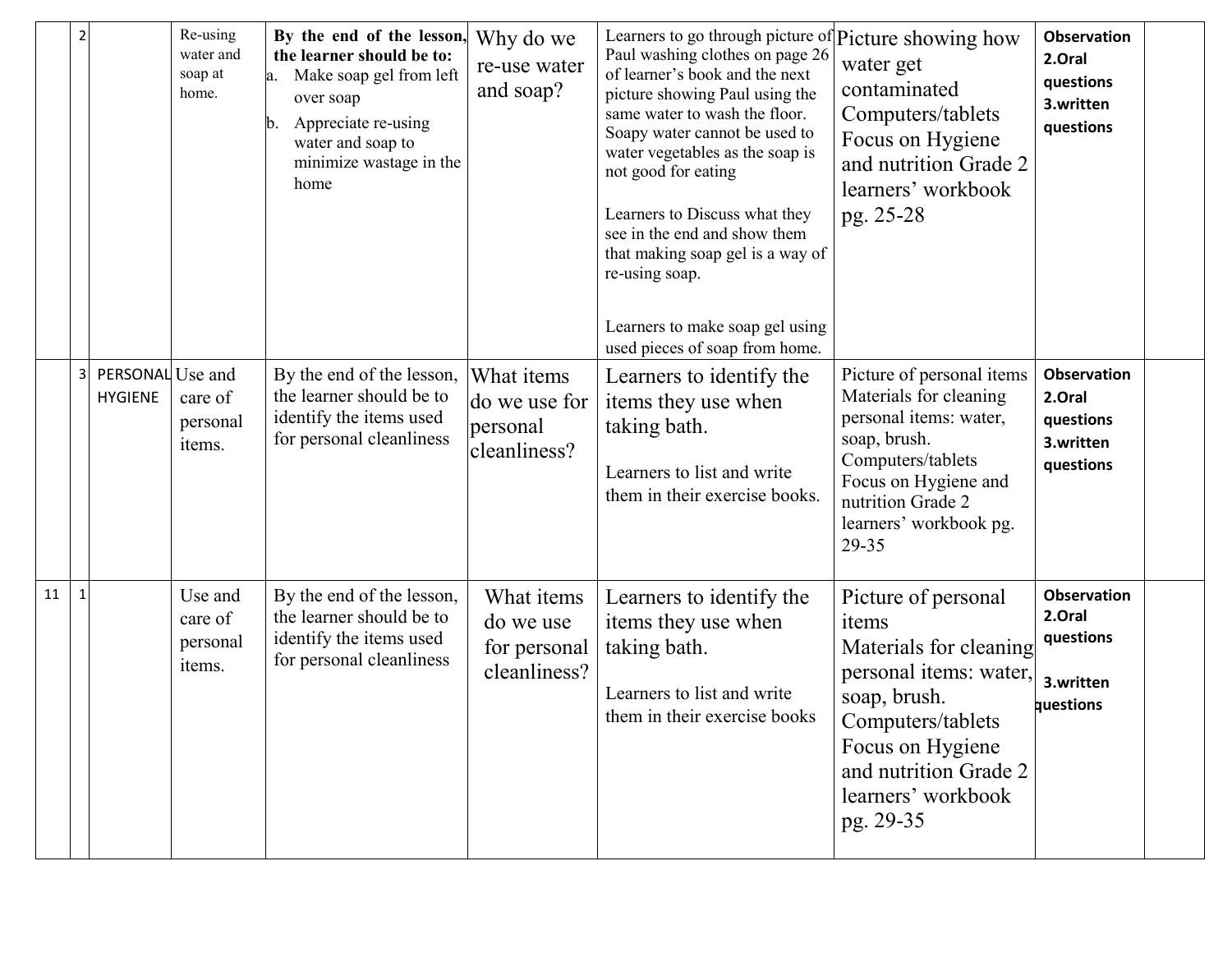|  |  |  |  |  |  |  |  |  |  |
|---|---|---|---|---|---|---|---|---|---|
|  | 2 |  | Re-using water and soap at home. | **By the end of the lesson, the learner should be to:**<br>a. Make soap gel from left over soap<br>b. Appreciate re-using water and soap to minimize wastage in the home | Why do we re-use water and soap? | Learners to go through picture of Paul washing clothes on page 26 of learner's book and the next picture showing Paul using the same water to wash the floor. Soapy water cannot be used to water vegetables as the soap is not good for eating<br><br>Learners to Discuss what they see in the end and show them that making soap gel is a way of re-using soap.<br><br>Learners to make soap gel using used pieces of soap from home. | Picture showing how water get contaminated<br>Computers/tablets<br>Focus on Hygiene and nutrition Grade 2 learners' workbook pg. 25-28 | **Observation**<br>**2.Oral questions**<br>**3.written questions** |  |
|  | 3 | PERSONAL HYGIENE | Use and care of personal items. | By the end of the lesson, the learner should be to identify the items used for personal cleanliness | What items do we use for personal cleanliness? | Learners to identify the items they use when taking bath.<br><br>Learners to list and write them in their exercise books. | Picture of personal items<br>Materials for cleaning personal items: water, soap, brush.<br>Computers/tablets<br>Focus on Hygiene and nutrition Grade 2 learners' workbook pg. 29-35 | **Observation**<br>**2.Oral questions**<br>**3.written questions** |  |
| 11 | 1 |  | Use and care of personal items. | By the end of the lesson, the learner should be to identify the items used for personal cleanliness | What items do we use for personal cleanliness? | Learners to identify the items they use when taking bath.<br><br>Learners to list and write them in their exercise books | Picture of personal items<br>Materials for cleaning personal items: water, soap, brush.<br>Computers/tablets<br>Focus on Hygiene and nutrition Grade 2 learners' workbook pg. 29-35 | **Observation**<br>**2.Oral questions**<br><br>**3.written questions** |  |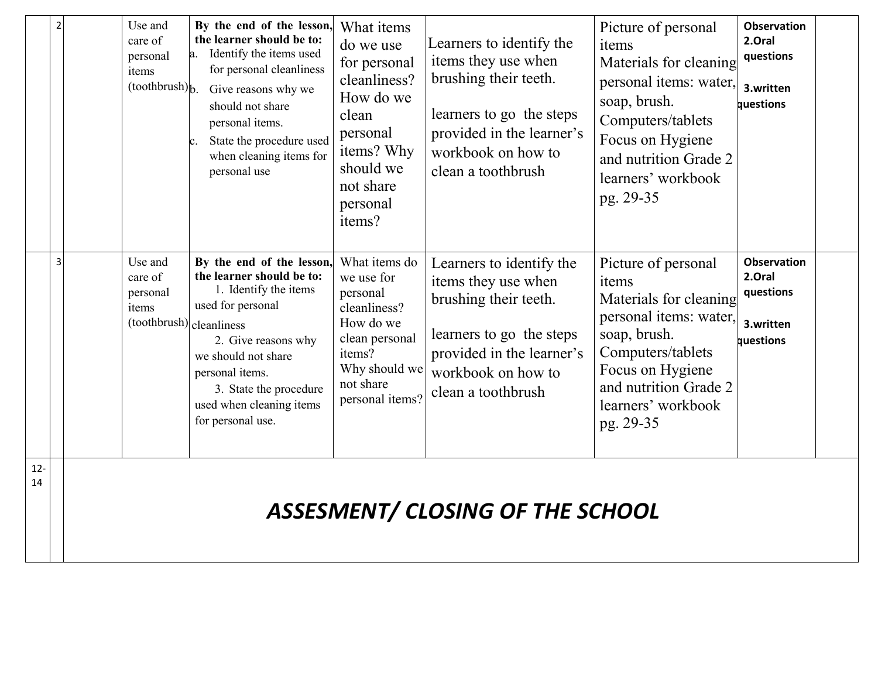| | | | | | | | | | |
|---|---|---|---|---|---|---|---|---|---|
| | 2 | | Use and care of personal items (toothbrush) | **By the end of the lesson, the learner should be to:**<br>a. Identify the items used for personal cleanliness<br>b. Give reasons why we should not share personal items.<br>c. State the procedure used when cleaning items for personal use | What items do we use for personal cleanliness? How do we clean personal items? Why should we not share personal items? | Learners to identify the items they use when brushing their teeth.<br><br>learners to go the steps provided in the learner's workbook on how to clean a toothbrush | Picture of personal items<br>Materials for cleaning personal items: water, soap, brush.<br>Computers/tablets<br>Focus on Hygiene and nutrition Grade 2 learners' workbook pg. 29-35 | **Observation**<br>**2.Oral questions**<br><br>**3.written questions** | |
| | 3 | | Use and care of personal items (toothbrush) | **By the end of the lesson, the learner should be to:**<br>1. Identify the items used for personal cleanliness<br>2. Give reasons why we should not share personal items.<br>3. State the procedure used when cleaning items for personal use. | What items do we use for personal cleanliness? How do we clean personal items?<br>Why should we not share personal items? | Learners to identify the items they use when brushing their teeth.<br><br>learners to go the steps provided in the learner's workbook on how to clean a toothbrush | Picture of personal items<br>Materials for cleaning personal items: water, soap, brush.<br>Computers/tablets<br>Focus on Hygiene and nutrition Grade 2 learners' workbook pg. 29-35 | **Observation**<br>**2.Oral questions**<br><br>**3.written questions** | |
| 12-14 | | ***ASSESMENT/ CLOSING OF THE SCHOOL*** | | | | | | | |